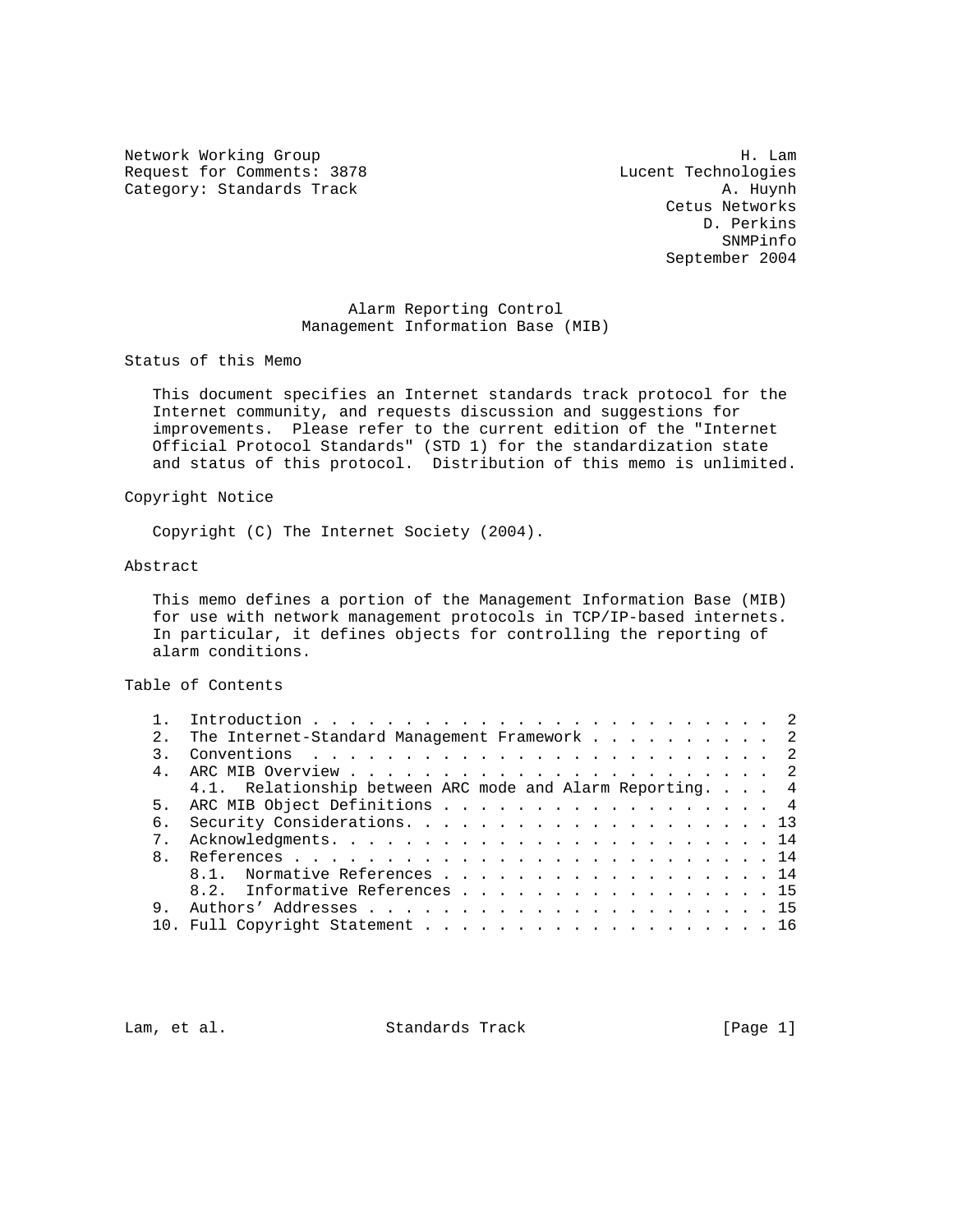Network Working Group H. Lam
Request for Comments: 3878 Lucent Technologies
Category: Standards Track A. Huynh
Cetus Networks
D. Perkins
SNMPinfo
September 2004

# Alarm Reporting Control Management Information Base (MIB)

## Status of this Memo

This document specifies an Internet standards track protocol for the Internet community, and requests discussion and suggestions for improvements. Please refer to the current edition of the "Internet Official Protocol Standards" (STD 1) for the standardization state and status of this protocol. Distribution of this memo is unlimited.

## Copyright Notice

Copyright (C) The Internet Society (2004).

## Abstract

This memo defines a portion of the Management Information Base (MIB) for use with network management protocols in TCP/IP-based internets. In particular, it defines objects for controlling the reporting of alarm conditions.

## Table of Contents

```
1.  Introduction . . . . . . . . . . . . . . . . . . . . . . . . .  2
2.  The Internet-Standard Management Framework . . . . . . . . . .  2
3.  Conventions  . . . . . . . . . . . . . . . . . . . . . . . . .  2
4.  ARC MIB Overview . . . . . . . . . . . . . . . . . . . . . . .  2
    4.1.  Relationship between ARC mode and Alarm Reporting. . . .  4
5.  ARC MIB Object Definitions . . . . . . . . . . . . . . . . . .  4
6.  Security Considerations. . . . . . . . . . . . . . . . . . . . 13
7.  Acknowledgments. . . . . . . . . . . . . . . . . . . . . . . . 14
8.  References . . . . . . . . . . . . . . . . . . . . . . . . . . 14
    8.1.  Normative References . . . . . . . . . . . . . . . . . . 14
    8.2.  Informative References . . . . . . . . . . . . . . . . . 15
9.  Authors' Addresses . . . . . . . . . . . . . . . . . . . . . . 15
10. Full Copyright Statement . . . . . . . . . . . . . . . . . . . 16
```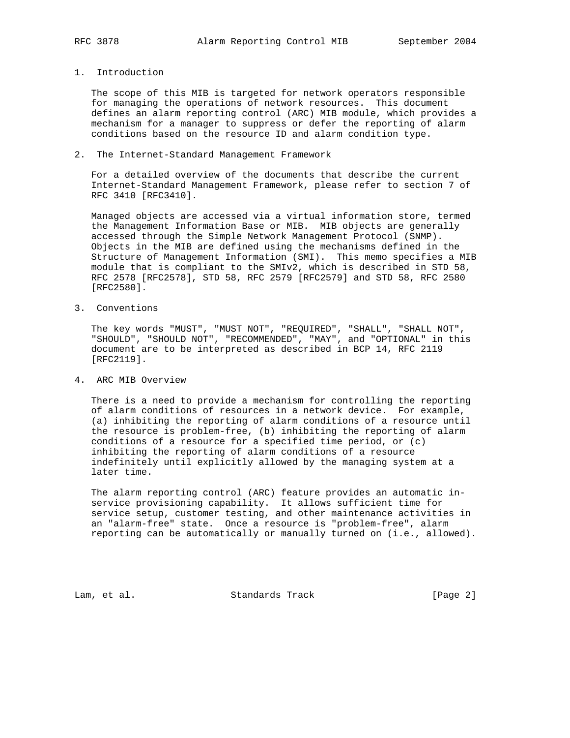## 1. Introduction

The scope of this MIB is targeted for network operators responsible for managing the operations of network resources. This document defines an alarm reporting control (ARC) MIB module, which provides a mechanism for a manager to suppress or defer the reporting of alarm conditions based on the resource ID and alarm condition type.

## 2. The Internet-Standard Management Framework

For a detailed overview of the documents that describe the current Internet-Standard Management Framework, please refer to section 7 of RFC 3410 [RFC3410].

Managed objects are accessed via a virtual information store, termed the Management Information Base or MIB. MIB objects are generally accessed through the Simple Network Management Protocol (SNMP). Objects in the MIB are defined using the mechanisms defined in the Structure of Management Information (SMI). This memo specifies a MIB module that is compliant to the SMIv2, which is described in STD 58, RFC 2578 [RFC2578], STD 58, RFC 2579 [RFC2579] and STD 58, RFC 2580 [RFC2580].

## 3. Conventions

The key words "MUST", "MUST NOT", "REQUIRED", "SHALL", "SHALL NOT", "SHOULD", "SHOULD NOT", "RECOMMENDED", "MAY", and "OPTIONAL" in this document are to be interpreted as described in BCP 14, RFC 2119 [RFC2119].

## 4. ARC MIB Overview

There is a need to provide a mechanism for controlling the reporting of alarm conditions of resources in a network device. For example, (a) inhibiting the reporting of alarm conditions of a resource until the resource is problem-free, (b) inhibiting the reporting of alarm conditions of a resource for a specified time period, or (c) inhibiting the reporting of alarm conditions of a resource indefinitely until explicitly allowed by the managing system at a later time.

The alarm reporting control (ARC) feature provides an automatic in-service provisioning capability. It allows sufficient time for service setup, customer testing, and other maintenance activities in an "alarm-free" state. Once a resource is "problem-free", alarm reporting can be automatically or manually turned on (i.e., allowed).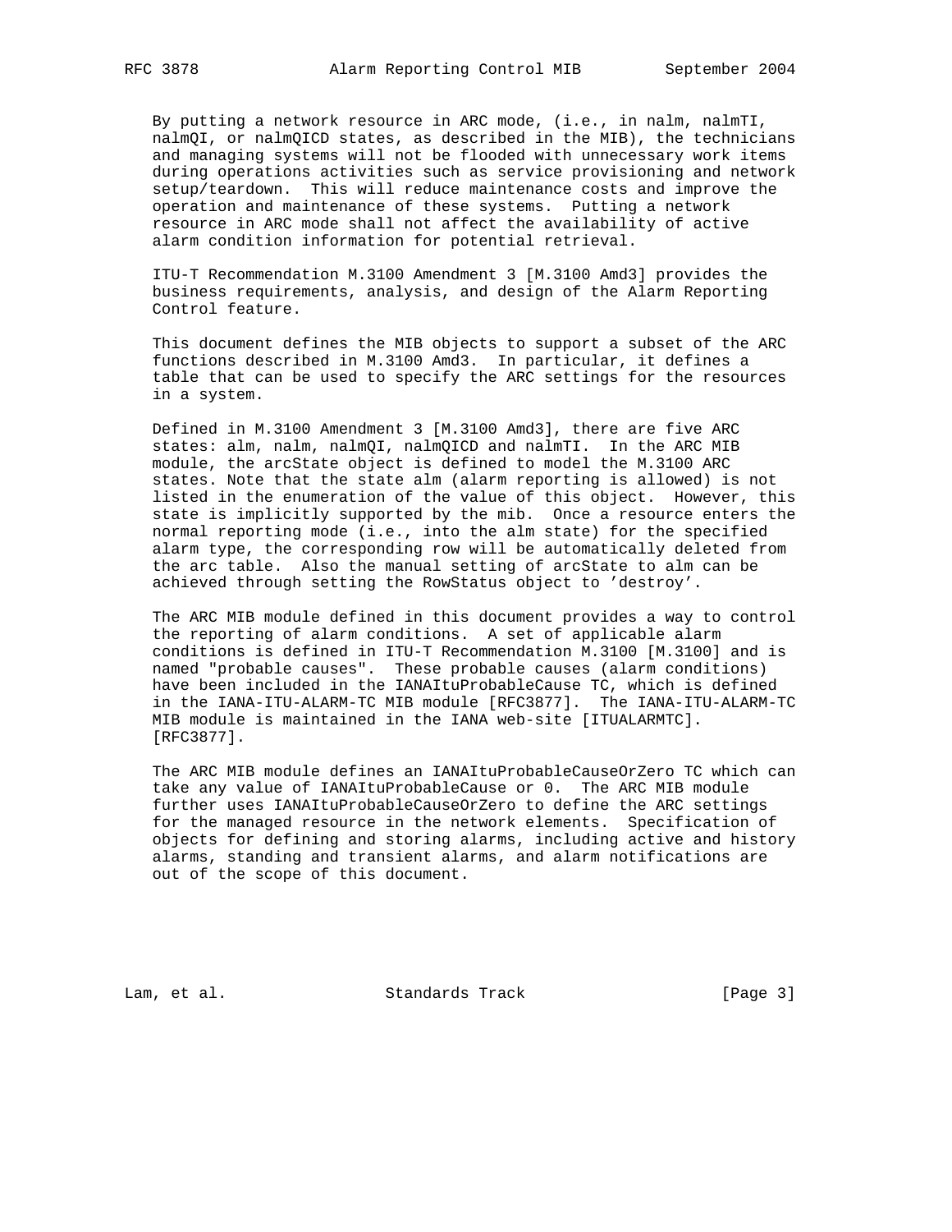By putting a network resource in ARC mode, (i.e., in nalm, nalmTI, nalmQI, or nalmQICD states, as described in the MIB), the technicians and managing systems will not be flooded with unnecessary work items during operations activities such as service provisioning and network setup/teardown. This will reduce maintenance costs and improve the operation and maintenance of these systems. Putting a network resource in ARC mode shall not affect the availability of active alarm condition information for potential retrieval.

ITU-T Recommendation M.3100 Amendment 3 [M.3100 Amd3] provides the business requirements, analysis, and design of the Alarm Reporting Control feature.

This document defines the MIB objects to support a subset of the ARC functions described in M.3100 Amd3. In particular, it defines a table that can be used to specify the ARC settings for the resources in a system.

Defined in M.3100 Amendment 3 [M.3100 Amd3], there are five ARC states: alm, nalm, nalmQI, nalmQICD and nalmTI. In the ARC MIB module, the arcState object is defined to model the M.3100 ARC states. Note that the state alm (alarm reporting is allowed) is not listed in the enumeration of the value of this object. However, this state is implicitly supported by the mib. Once a resource enters the normal reporting mode (i.e., into the alm state) for the specified alarm type, the corresponding row will be automatically deleted from the arc table. Also the manual setting of arcState to alm can be achieved through setting the RowStatus object to 'destroy'.

The ARC MIB module defined in this document provides a way to control the reporting of alarm conditions. A set of applicable alarm conditions is defined in ITU-T Recommendation M.3100 [M.3100] and is named "probable causes". These probable causes (alarm conditions) have been included in the IANAItuProbableCause TC, which is defined in the IANA-ITU-ALARM-TC MIB module [RFC3877]. The IANA-ITU-ALARM-TC MIB module is maintained in the IANA web-site [ITUALARMTC]. [RFC3877].

The ARC MIB module defines an IANAItuProbableCauseOrZero TC which can take any value of IANAItuProbableCause or 0. The ARC MIB module further uses IANAItuProbableCauseOrZero to define the ARC settings for the managed resource in the network elements. Specification of objects for defining and storing alarms, including active and history alarms, standing and transient alarms, and alarm notifications are out of the scope of this document.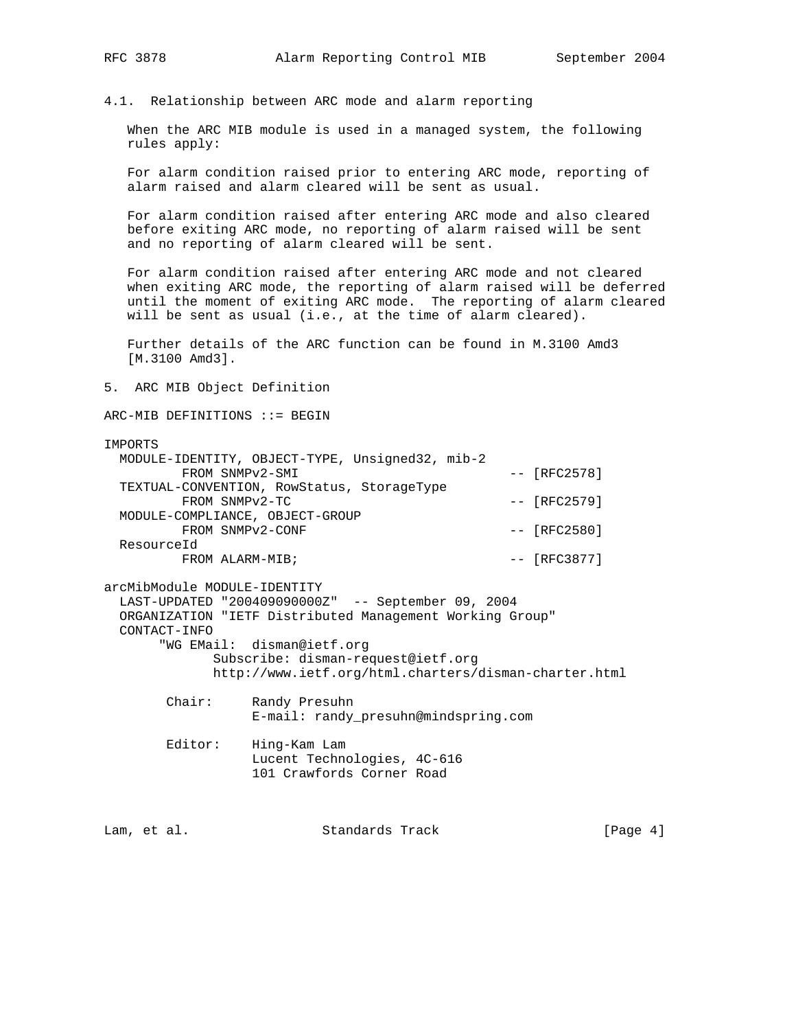### 4.1. Relationship between ARC mode and alarm reporting

When the ARC MIB module is used in a managed system, the following rules apply:

For alarm condition raised prior to entering ARC mode, reporting of alarm raised and alarm cleared will be sent as usual.

For alarm condition raised after entering ARC mode and also cleared before exiting ARC mode, no reporting of alarm raised will be sent and no reporting of alarm cleared will be sent.

For alarm condition raised after entering ARC mode and not cleared when exiting ARC mode, the reporting of alarm raised will be deferred until the moment of exiting ARC mode. The reporting of alarm cleared will be sent as usual (i.e., at the time of alarm cleared).

Further details of the ARC function can be found in M.3100 Amd3 [M.3100 Amd3].

## 5. ARC MIB Object Definition

```
ARC-MIB DEFINITIONS ::= BEGIN

IMPORTS
  MODULE-IDENTITY, OBJECT-TYPE, Unsigned32, mib-2
          FROM SNMPv2-SMI                              -- [RFC2578]
  TEXTUAL-CONVENTION, RowStatus, StorageType
          FROM SNMPv2-TC                               -- [RFC2579]
  MODULE-COMPLIANCE, OBJECT-GROUP
          FROM SNMPv2-CONF                             -- [RFC2580]
  ResourceId
          FROM ALARM-MIB;                              -- [RFC3877]

arcMibModule MODULE-IDENTITY
  LAST-UPDATED "200409090000Z"  -- September 09, 2004
  ORGANIZATION "IETF Distributed Management Working Group"
  CONTACT-INFO
       "WG EMail:  disman@ietf.org
              Subscribe: disman-request@ietf.org
              http://www.ietf.org/html.charters/disman-charter.html

        Chair:     Randy Presuhn
                   E-mail: randy_presuhn@mindspring.com

        Editor:    Hing-Kam Lam
                   Lucent Technologies, 4C-616
                   101 Crawfords Corner Road
```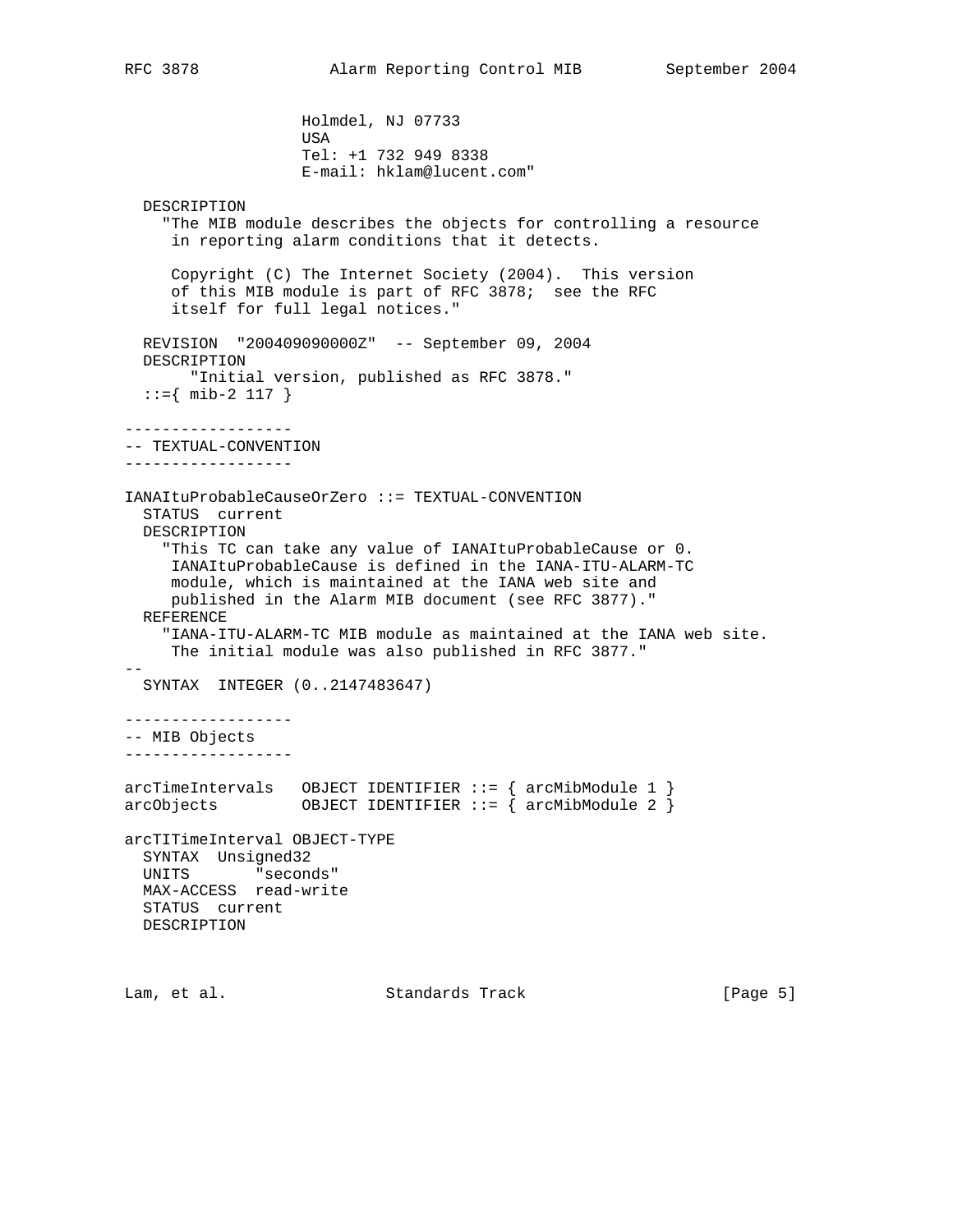```
                    Holmdel, NJ 07733
                    USA
                    Tel: +1 732 949 8338
                    E-mail: hklam@lucent.com"

  DESCRIPTION
    "The MIB module describes the objects for controlling a resource
     in reporting alarm conditions that it detects.

     Copyright (C) The Internet Society (2004).  This version
     of this MIB module is part of RFC 3878;  see the RFC
     itself for full legal notices."

  REVISION  "200409090000Z"  -- September 09, 2004
  DESCRIPTION
       "Initial version, published as RFC 3878."
  ::={ mib-2 117 }

------------------
-- TEXTUAL-CONVENTION
------------------

IANAItuProbableCauseOrZero ::= TEXTUAL-CONVENTION
  STATUS  current
  DESCRIPTION
    "This TC can take any value of IANAItuProbableCause or 0.
     IANAItuProbableCause is defined in the IANA-ITU-ALARM-TC
     module, which is maintained at the IANA web site and
     published in the Alarm MIB document (see RFC 3877)."
  REFERENCE
    "IANA-ITU-ALARM-TC MIB module as maintained at the IANA web site.
     The initial module was also published in RFC 3877."
--
  SYNTAX  INTEGER (0..2147483647)

------------------
-- MIB Objects
------------------

arcTimeIntervals   OBJECT IDENTIFIER ::= { arcMibModule 1 }
arcObjects         OBJECT IDENTIFIER ::= { arcMibModule 2 }

arcTITimeInterval OBJECT-TYPE
  SYNTAX  Unsigned32
  UNITS       "seconds"
  MAX-ACCESS  read-write
  STATUS  current
  DESCRIPTION
```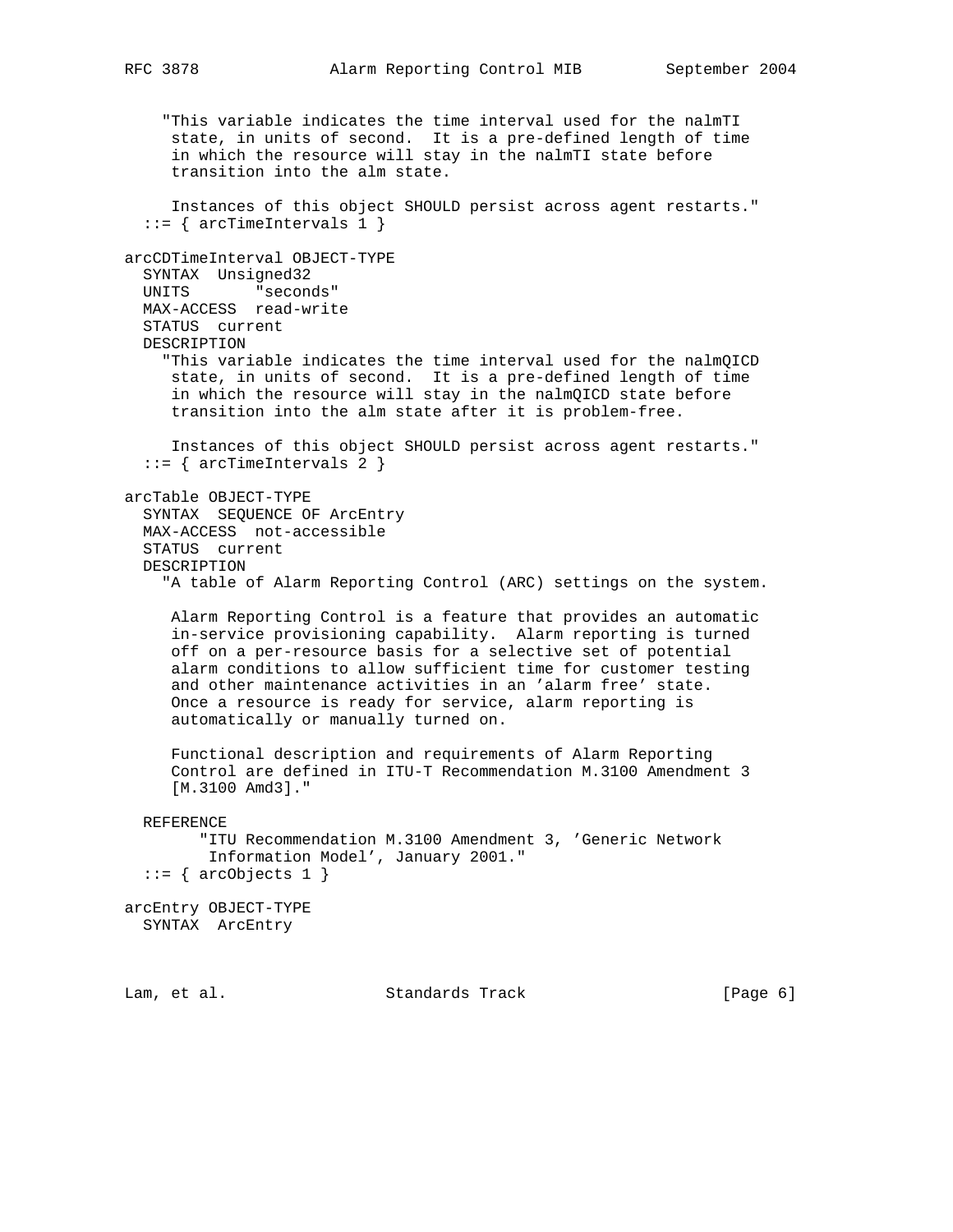```
     "This variable indicates the time interval used for the nalmTI
      state, in units of second.  It is a pre-defined length of time
      in which the resource will stay in the nalmTI state before
      transition into the alm state.

      Instances of this object SHOULD persist across agent restarts."
   ::= { arcTimeIntervals 1 }

arcCDTimeInterval OBJECT-TYPE
   SYNTAX  Unsigned32
   UNITS       "seconds"
   MAX-ACCESS  read-write
   STATUS  current
   DESCRIPTION
     "This variable indicates the time interval used for the nalmQICD
      state, in units of second.  It is a pre-defined length of time
      in which the resource will stay in the nalmQICD state before
      transition into the alm state after it is problem-free.

      Instances of this object SHOULD persist across agent restarts."
   ::= { arcTimeIntervals 2 }

arcTable OBJECT-TYPE
   SYNTAX  SEQUENCE OF ArcEntry
   MAX-ACCESS  not-accessible
   STATUS  current
   DESCRIPTION
     "A table of Alarm Reporting Control (ARC) settings on the system.

      Alarm Reporting Control is a feature that provides an automatic
      in-service provisioning capability.  Alarm reporting is turned
      off on a per-resource basis for a selective set of potential
      alarm conditions to allow sufficient time for customer testing
      and other maintenance activities in an 'alarm free' state.
      Once a resource is ready for service, alarm reporting is
      automatically or manually turned on.

      Functional description and requirements of Alarm Reporting
      Control are defined in ITU-T Recommendation M.3100 Amendment 3
      [M.3100 Amd3]."

   REFERENCE
         "ITU Recommendation M.3100 Amendment 3, 'Generic Network
          Information Model', January 2001."
   ::= { arcObjects 1 }

arcEntry OBJECT-TYPE
   SYNTAX  ArcEntry
```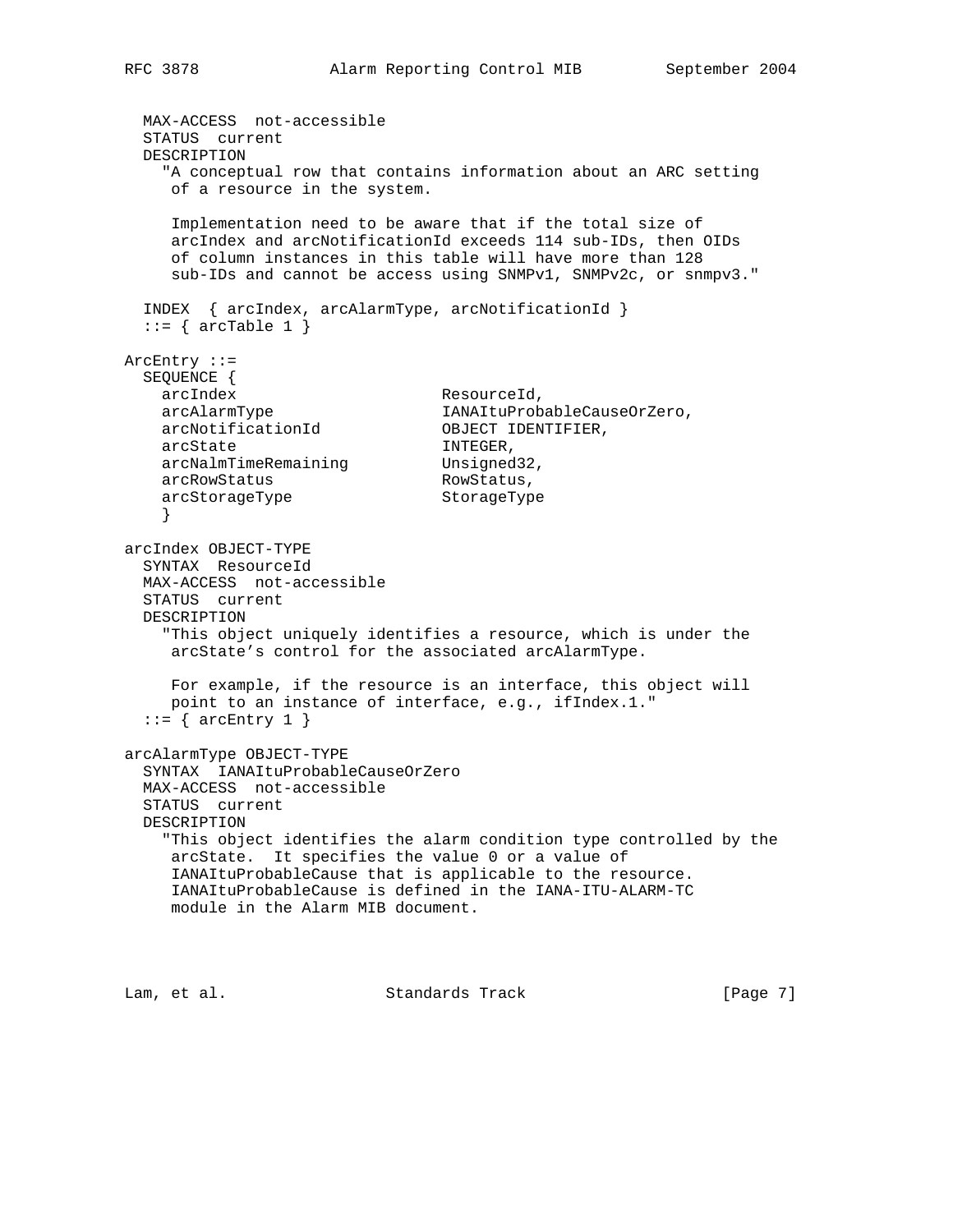```
  MAX-ACCESS  not-accessible
  STATUS  current
  DESCRIPTION
    "A conceptual row that contains information about an ARC setting
     of a resource in the system.

     Implementation need to be aware that if the total size of
     arcIndex and arcNotificationId exceeds 114 sub-IDs, then OIDs
     of column instances in this table will have more than 128
     sub-IDs and cannot be access using SNMPv1, SNMPv2c, or snmpv3."

  INDEX  { arcIndex, arcAlarmType, arcNotificationId }
  ::= { arcTable 1 }

ArcEntry ::=
  SEQUENCE {
    arcIndex                    ResourceId,
    arcAlarmType                IANAItuProbableCauseOrZero,
    arcNotificationId           OBJECT IDENTIFIER,
    arcState                    INTEGER,
    arcNalmTimeRemaining        Unsigned32,
    arcRowStatus                RowStatus,
    arcStorageType              StorageType
    }

arcIndex OBJECT-TYPE
  SYNTAX  ResourceId
  MAX-ACCESS  not-accessible
  STATUS  current
  DESCRIPTION
    "This object uniquely identifies a resource, which is under the
     arcState's control for the associated arcAlarmType.

     For example, if the resource is an interface, this object will
     point to an instance of interface, e.g., ifIndex.1."
  ::= { arcEntry 1 }

arcAlarmType OBJECT-TYPE
  SYNTAX  IANAItuProbableCauseOrZero
  MAX-ACCESS  not-accessible
  STATUS  current
  DESCRIPTION
    "This object identifies the alarm condition type controlled by the
     arcState.  It specifies the value 0 or a value of
     IANAItuProbableCause that is applicable to the resource.
     IANAItuProbableCause is defined in the IANA-ITU-ALARM-TC
     module in the Alarm MIB document.
```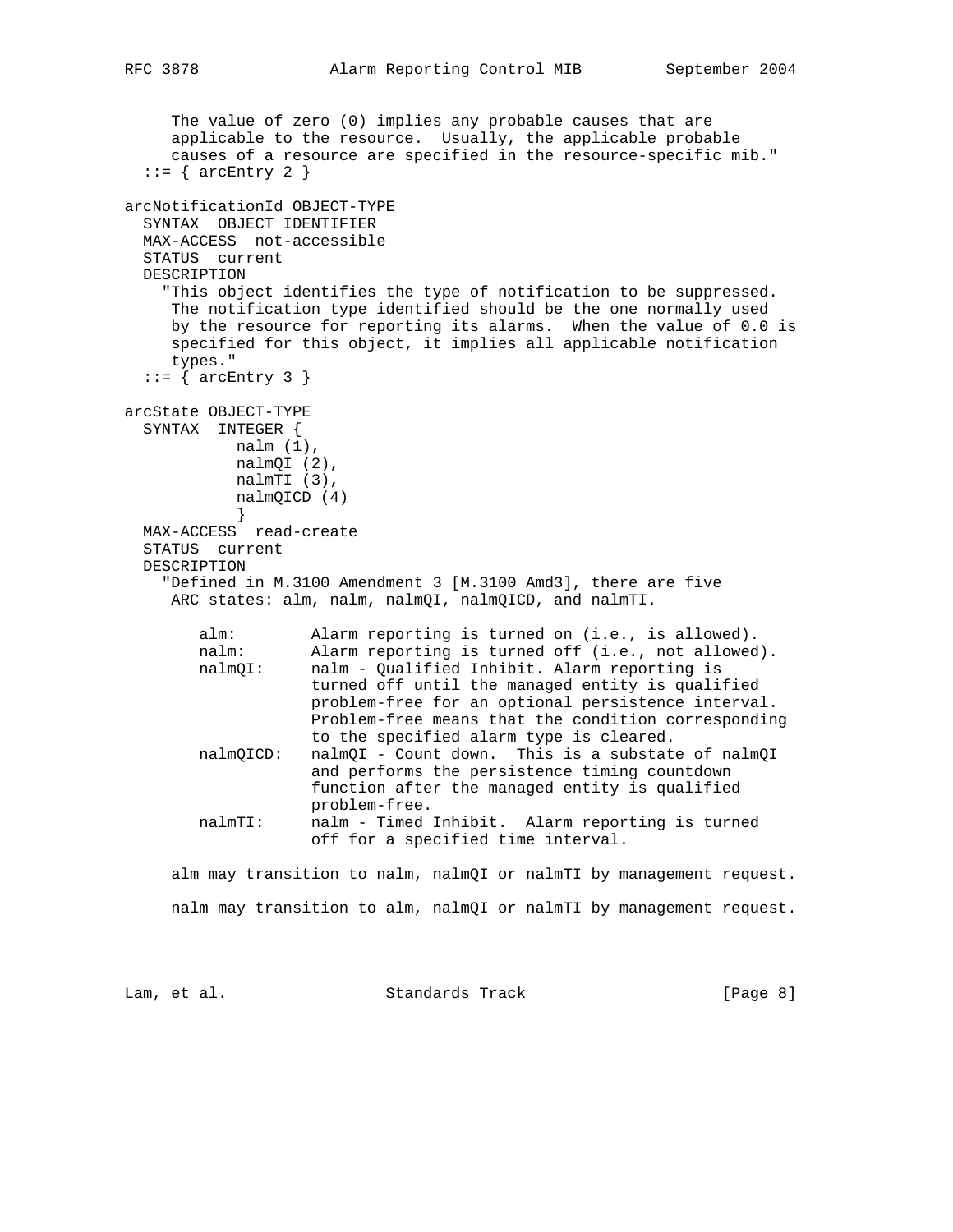```
     The value of zero (0) implies any probable causes that are
     applicable to the resource.  Usually, the applicable probable
     causes of a resource are specified in the resource-specific mib."
  ::= { arcEntry 2 }

arcNotificationId OBJECT-TYPE
  SYNTAX  OBJECT IDENTIFIER
  MAX-ACCESS  not-accessible
  STATUS  current
  DESCRIPTION
    "This object identifies the type of notification to be suppressed.
     The notification type identified should be the one normally used
     by the resource for reporting its alarms.  When the value of 0.0 is
     specified for this object, it implies all applicable notification
     types."
  ::= { arcEntry 3 }

arcState OBJECT-TYPE
  SYNTAX  INTEGER {
            nalm (1),
            nalmQI (2),
            nalmTI (3),
            nalmQICD (4)
            }
  MAX-ACCESS  read-create
  STATUS  current
  DESCRIPTION
    "Defined in M.3100 Amendment 3 [M.3100 Amd3], there are five
     ARC states: alm, nalm, nalmQI, nalmQICD, and nalmTI.

        alm:        Alarm reporting is turned on (i.e., is allowed).
        nalm:       Alarm reporting is turned off (i.e., not allowed).
        nalmQI:     nalm - Qualified Inhibit. Alarm reporting is
                    turned off until the managed entity is qualified
                    problem-free for an optional persistence interval.
                    Problem-free means that the condition corresponding
                    to the specified alarm type is cleared.
        nalmQICD:   nalmQI - Count down.  This is a substate of nalmQI
                    and performs the persistence timing countdown
                    function after the managed entity is qualified
                    problem-free.
        nalmTI:     nalm - Timed Inhibit.  Alarm reporting is turned
                    off for a specified time interval.

     alm may transition to nalm, nalmQI or nalmTI by management request.

     nalm may transition to alm, nalmQI or nalmTI by management request.
```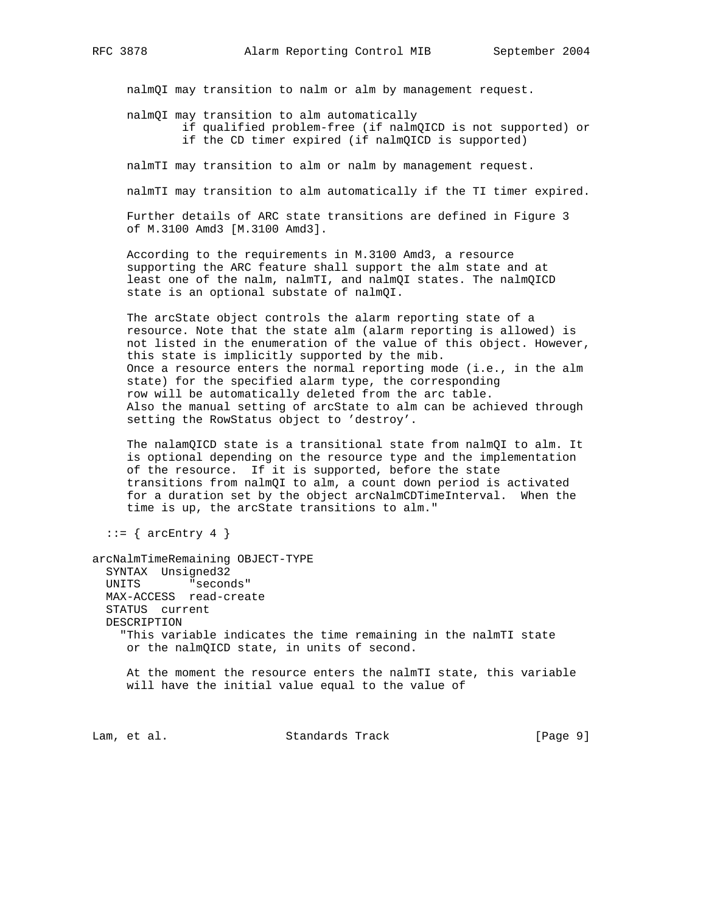```
      nalmQI may transition to nalm or alm by management request.

      nalmQI may transition to alm automatically
              if qualified problem-free (if nalmQICD is not supported) or
              if the CD timer expired (if nalmQICD is supported)

      nalmTI may transition to alm or nalm by management request.

      nalmTI may transition to alm automatically if the TI timer expired.

      Further details of ARC state transitions are defined in Figure 3
      of M.3100 Amd3 [M.3100 Amd3].

      According to the requirements in M.3100 Amd3, a resource
      supporting the ARC feature shall support the alm state and at
      least one of the nalm, nalmTI, and nalmQI states. The nalmQICD
      state is an optional substate of nalmQI.

      The arcState object controls the alarm reporting state of a
      resource. Note that the state alm (alarm reporting is allowed) is
      not listed in the enumeration of the value of this object. However,
      this state is implicitly supported by the mib.
      Once a resource enters the normal reporting mode (i.e., in the alm
      state) for the specified alarm type, the corresponding
      row will be automatically deleted from the arc table.
      Also the manual setting of arcState to alm can be achieved through
      setting the RowStatus object to 'destroy'.

      The nalamQICD state is a transitional state from nalmQI to alm. It
      is optional depending on the resource type and the implementation
      of the resource.  If it is supported, before the state
      transitions from nalmQI to alm, a count down period is activated
      for a duration set by the object arcNalmCDTimeInterval.  When the
      time is up, the arcState transitions to alm."

   ::= { arcEntry 4 }

arcNalmTimeRemaining OBJECT-TYPE
   SYNTAX  Unsigned32
   UNITS       "seconds"
   MAX-ACCESS  read-create
   STATUS  current
   DESCRIPTION
     "This variable indicates the time remaining in the nalmTI state
      or the nalmQICD state, in units of second.

      At the moment the resource enters the nalmTI state, this variable
      will have the initial value equal to the value of
```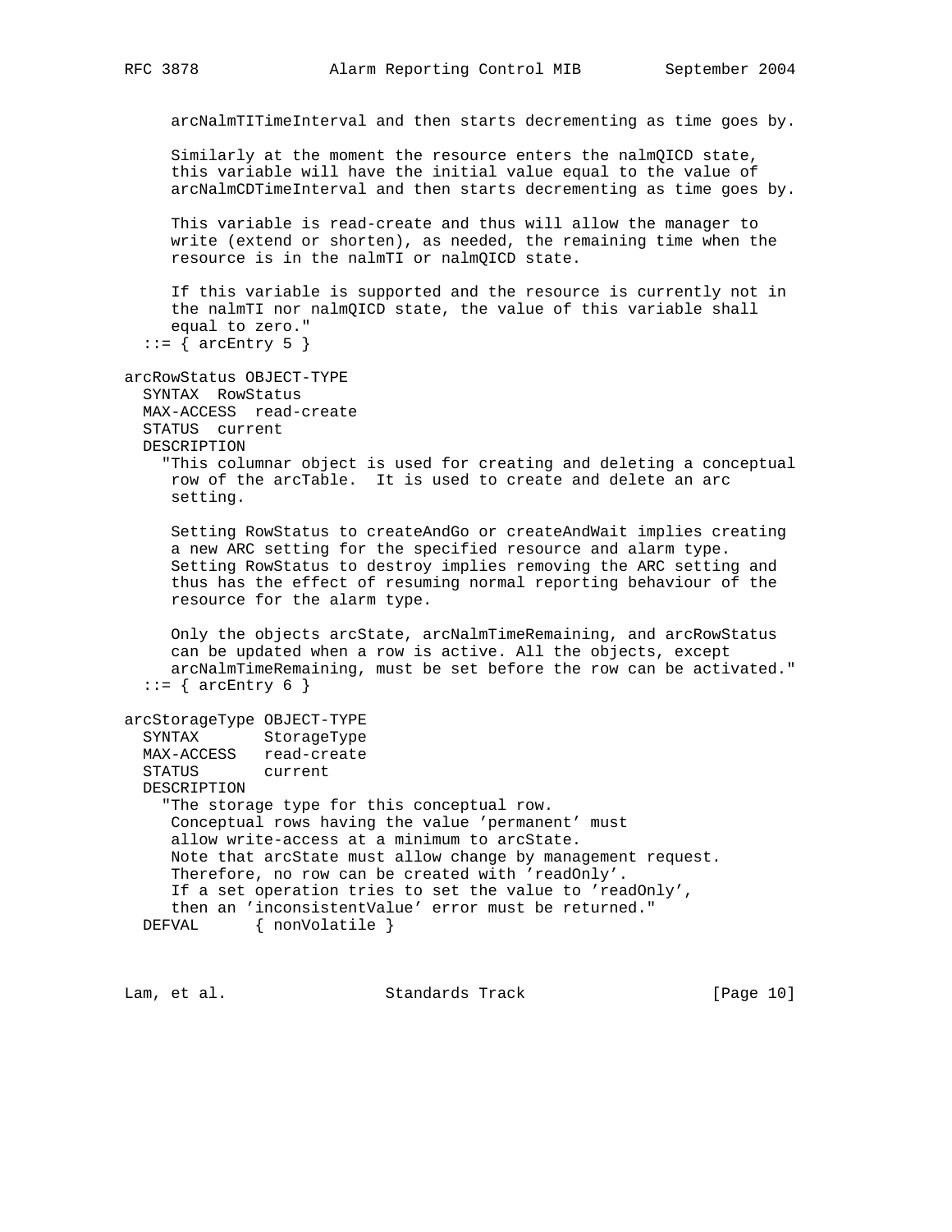```
      arcNalmTITimeInterval and then starts decrementing as time goes by.

      Similarly at the moment the resource enters the nalmQICD state,
      this variable will have the initial value equal to the value of
      arcNalmCDTimeInterval and then starts decrementing as time goes by.

      This variable is read-create and thus will allow the manager to
      write (extend or shorten), as needed, the remaining time when the
      resource is in the nalmTI or nalmQICD state.

      If this variable is supported and the resource is currently not in
      the nalmTI nor nalmQICD state, the value of this variable shall
      equal to zero."
   ::= { arcEntry 5 }

arcRowStatus OBJECT-TYPE
   SYNTAX  RowStatus
   MAX-ACCESS  read-create
   STATUS  current
   DESCRIPTION
     "This columnar object is used for creating and deleting a conceptual
      row of the arcTable.  It is used to create and delete an arc
      setting.

      Setting RowStatus to createAndGo or createAndWait implies creating
      a new ARC setting for the specified resource and alarm type.
      Setting RowStatus to destroy implies removing the ARC setting and
      thus has the effect of resuming normal reporting behaviour of the
      resource for the alarm type.

      Only the objects arcState, arcNalmTimeRemaining, and arcRowStatus
      can be updated when a row is active. All the objects, except
      arcNalmTimeRemaining, must be set before the row can be activated."
   ::= { arcEntry 6 }

arcStorageType OBJECT-TYPE
   SYNTAX       StorageType
   MAX-ACCESS   read-create
   STATUS       current
   DESCRIPTION
     "The storage type for this conceptual row.
      Conceptual rows having the value 'permanent' must
      allow write-access at a minimum to arcState.
      Note that arcState must allow change by management request.
      Therefore, no row can be created with 'readOnly'.
      If a set operation tries to set the value to 'readOnly',
      then an 'inconsistentValue' error must be returned."
   DEFVAL      { nonVolatile }
```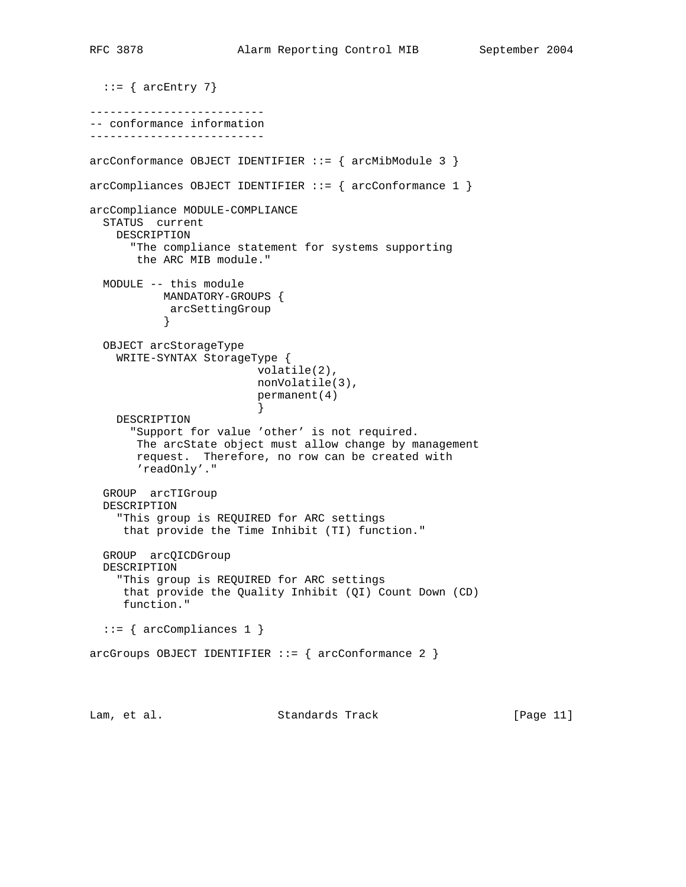```
  ::= { arcEntry 7}

--------------------------
-- conformance information
--------------------------

arcConformance OBJECT IDENTIFIER ::= { arcMibModule 3 }

arcCompliances OBJECT IDENTIFIER ::= { arcConformance 1 }

arcCompliance MODULE-COMPLIANCE
  STATUS  current
    DESCRIPTION
      "The compliance statement for systems supporting
       the ARC MIB module."

  MODULE -- this module
           MANDATORY-GROUPS {
            arcSettingGroup
           }

  OBJECT arcStorageType
    WRITE-SYNTAX StorageType {
                         volatile(2),
                         nonVolatile(3),
                         permanent(4)
                         }
    DESCRIPTION
      "Support for value 'other' is not required.
       The arcState object must allow change by management
       request.  Therefore, no row can be created with
       'readOnly'."

  GROUP  arcTIGroup
  DESCRIPTION
    "This group is REQUIRED for ARC settings
     that provide the Time Inhibit (TI) function."

  GROUP  arcQICDGroup
  DESCRIPTION
    "This group is REQUIRED for ARC settings
     that provide the Quality Inhibit (QI) Count Down (CD)
     function."

  ::= { arcCompliances 1 }

arcGroups OBJECT IDENTIFIER ::= { arcConformance 2 }
```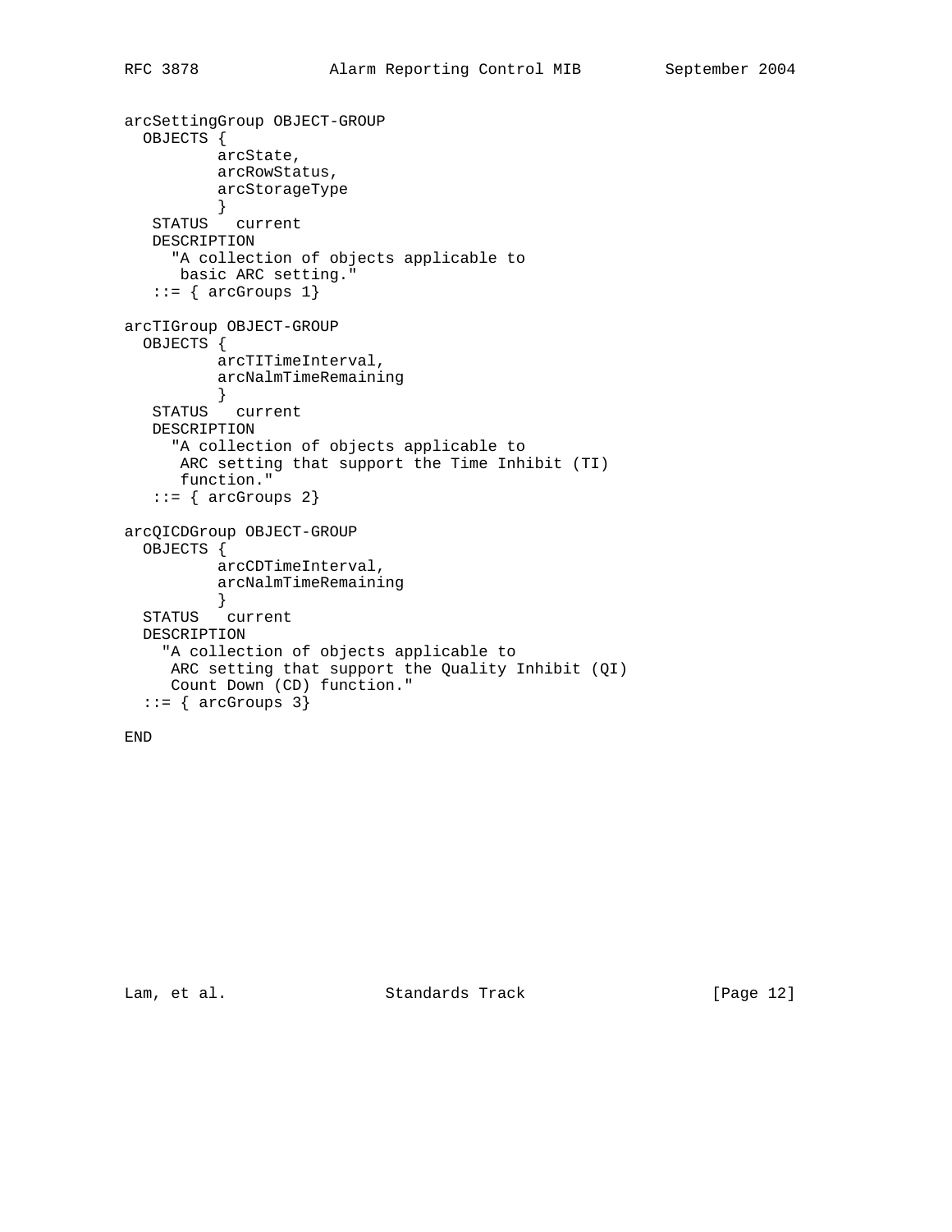```
arcSettingGroup OBJECT-GROUP
  OBJECTS {
          arcState,
          arcRowStatus,
          arcStorageType
          }
   STATUS   current
   DESCRIPTION
     "A collection of objects applicable to
      basic ARC setting."
   ::= { arcGroups 1}

arcTIGroup OBJECT-GROUP
  OBJECTS {
          arcTITimeInterval,
          arcNalmTimeRemaining
          }
   STATUS   current
   DESCRIPTION
     "A collection of objects applicable to
      ARC setting that support the Time Inhibit (TI)
      function."
   ::= { arcGroups 2}

arcQICDGroup OBJECT-GROUP
  OBJECTS {
          arcCDTimeInterval,
          arcNalmTimeRemaining
          }
  STATUS   current
  DESCRIPTION
    "A collection of objects applicable to
     ARC setting that support the Quality Inhibit (QI)
     Count Down (CD) function."
  ::= { arcGroups 3}

END
```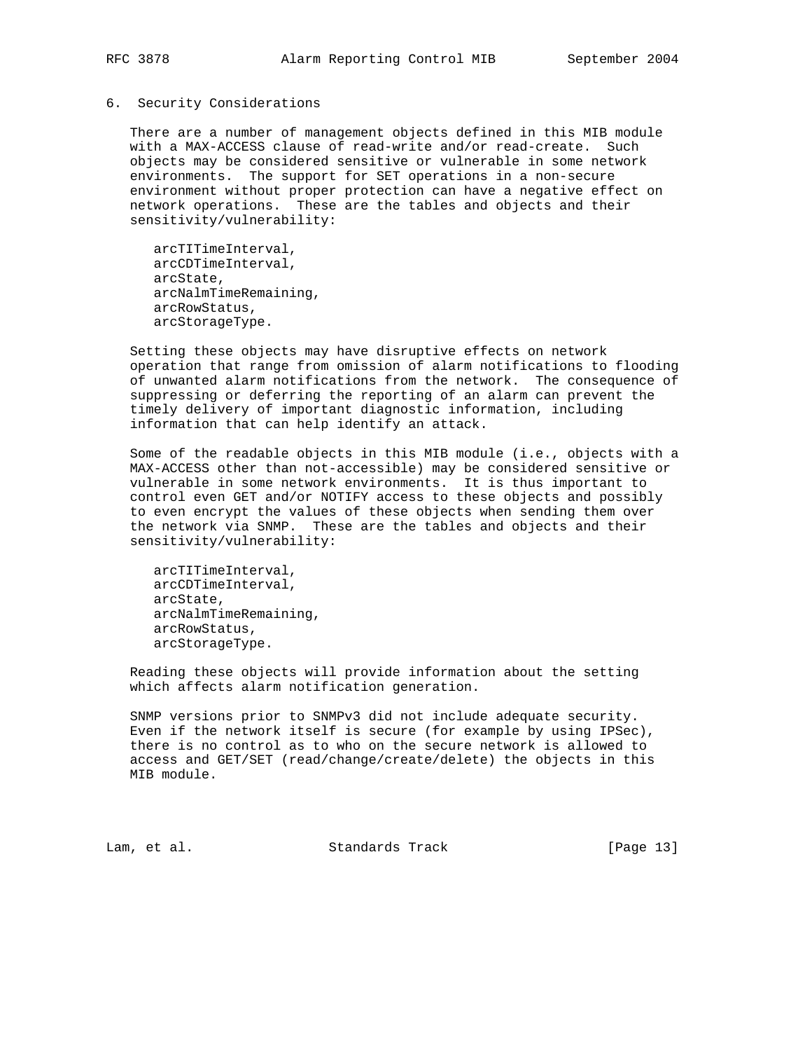## 6. Security Considerations

There are a number of management objects defined in this MIB module with a MAX-ACCESS clause of read-write and/or read-create. Such objects may be considered sensitive or vulnerable in some network environments. The support for SET operations in a non-secure environment without proper protection can have a negative effect on network operations. These are the tables and objects and their sensitivity/vulnerability:

```
arcTITimeInterval,
arcCDTimeInterval,
arcState,
arcNalmTimeRemaining,
arcRowStatus,
arcStorageType.
```

Setting these objects may have disruptive effects on network operation that range from omission of alarm notifications to flooding of unwanted alarm notifications from the network. The consequence of suppressing or deferring the reporting of an alarm can prevent the timely delivery of important diagnostic information, including information that can help identify an attack.

Some of the readable objects in this MIB module (i.e., objects with a MAX-ACCESS other than not-accessible) may be considered sensitive or vulnerable in some network environments. It is thus important to control even GET and/or NOTIFY access to these objects and possibly to even encrypt the values of these objects when sending them over the network via SNMP. These are the tables and objects and their sensitivity/vulnerability:

```
arcTITimeInterval,
arcCDTimeInterval,
arcState,
arcNalmTimeRemaining,
arcRowStatus,
arcStorageType.
```

Reading these objects will provide information about the setting which affects alarm notification generation.

SNMP versions prior to SNMPv3 did not include adequate security. Even if the network itself is secure (for example by using IPSec), there is no control as to who on the secure network is allowed to access and GET/SET (read/change/create/delete) the objects in this MIB module.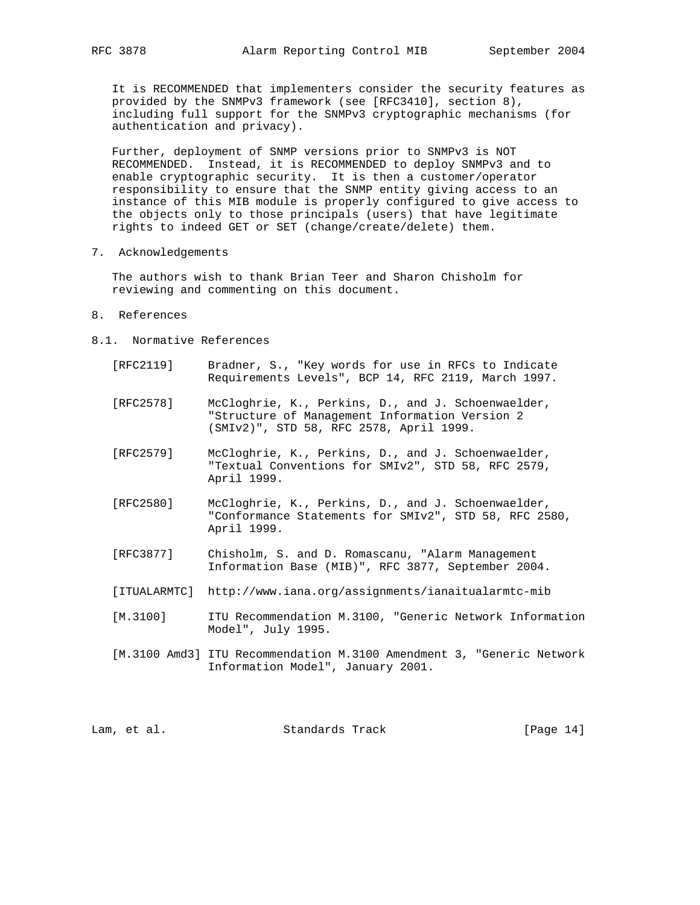It is RECOMMENDED that implementers consider the security features as provided by the SNMPv3 framework (see [RFC3410], section 8), including full support for the SNMPv3 cryptographic mechanisms (for authentication and privacy).

Further, deployment of SNMP versions prior to SNMPv3 is NOT RECOMMENDED. Instead, it is RECOMMENDED to deploy SNMPv3 and to enable cryptographic security. It is then a customer/operator responsibility to ensure that the SNMP entity giving access to an instance of this MIB module is properly configured to give access to the objects only to those principals (users) that have legitimate rights to indeed GET or SET (change/create/delete) them.

## 7. Acknowledgements

The authors wish to thank Brian Teer and Sharon Chisholm for reviewing and commenting on this document.

## 8. References

### 8.1. Normative References

[RFC2119] Bradner, S., "Key words for use in RFCs to Indicate Requirements Levels", BCP 14, RFC 2119, March 1997.

[RFC2578] McCloghrie, K., Perkins, D., and J. Schoenwaelder, "Structure of Management Information Version 2 (SMIv2)", STD 58, RFC 2578, April 1999.

[RFC2579] McCloghrie, K., Perkins, D., and J. Schoenwaelder, "Textual Conventions for SMIv2", STD 58, RFC 2579, April 1999.

[RFC2580] McCloghrie, K., Perkins, D., and J. Schoenwaelder, "Conformance Statements for SMIv2", STD 58, RFC 2580, April 1999.

[RFC3877] Chisholm, S. and D. Romascanu, "Alarm Management Information Base (MIB)", RFC 3877, September 2004.

[ITUALARMTC] http://www.iana.org/assignments/ianaitualarmtc-mib

[M.3100] ITU Recommendation M.3100, "Generic Network Information Model", July 1995.

[M.3100 Amd3] ITU Recommendation M.3100 Amendment 3, "Generic Network Information Model", January 2001.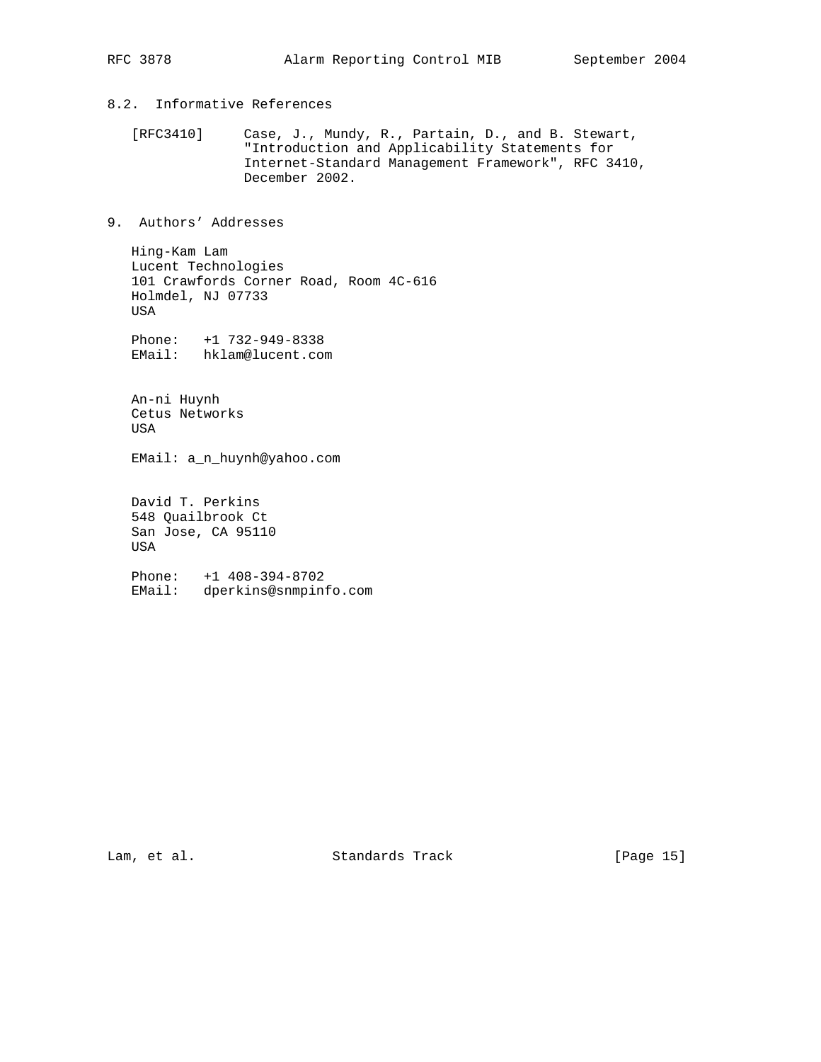## 8.2. Informative References

[RFC3410] Case, J., Mundy, R., Partain, D., and B. Stewart, "Introduction and Applicability Statements for Internet-Standard Management Framework", RFC 3410, December 2002.

# 9. Authors' Addresses

Hing-Kam Lam
Lucent Technologies
101 Crawfords Corner Road, Room 4C-616
Holmdel, NJ 07733
USA

Phone: +1 732-949-8338
EMail: hklam@lucent.com

An-ni Huynh
Cetus Networks
USA

EMail: a_n_huynh@yahoo.com

David T. Perkins
548 Quailbrook Ct
San Jose, CA 95110
USA

Phone: +1 408-394-8702
EMail: dperkins@snmpinfo.com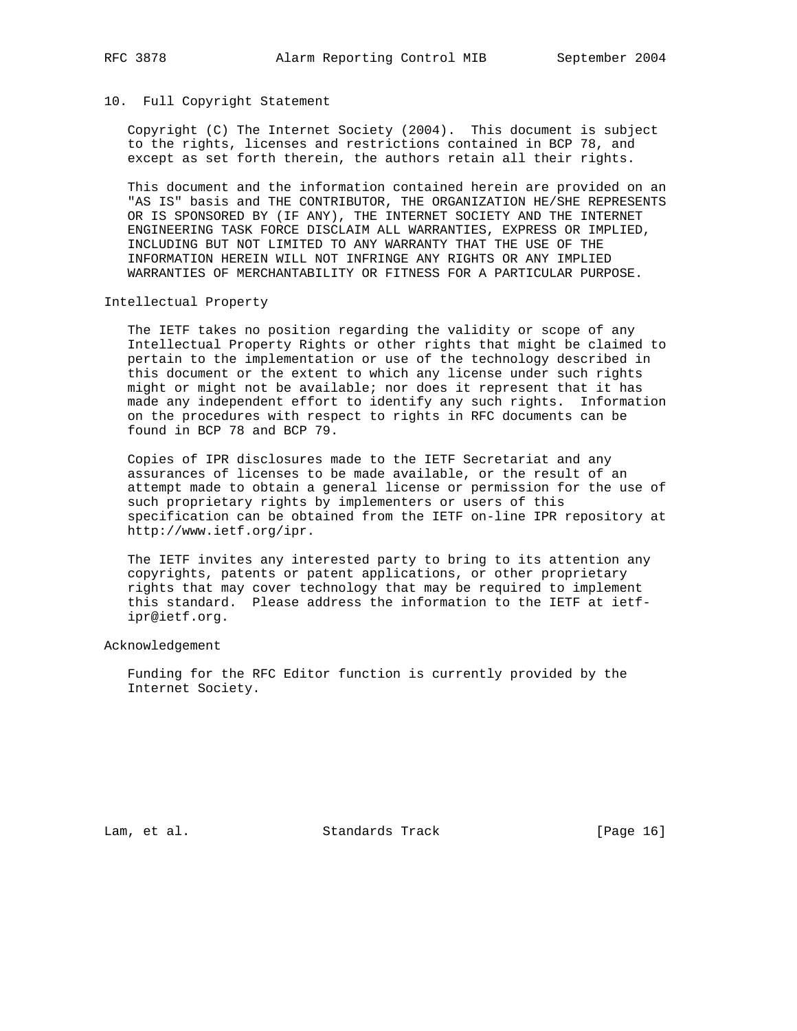## 10. Full Copyright Statement

Copyright (C) The Internet Society (2004). This document is subject to the rights, licenses and restrictions contained in BCP 78, and except as set forth therein, the authors retain all their rights.

This document and the information contained herein are provided on an "AS IS" basis and THE CONTRIBUTOR, THE ORGANIZATION HE/SHE REPRESENTS OR IS SPONSORED BY (IF ANY), THE INTERNET SOCIETY AND THE INTERNET ENGINEERING TASK FORCE DISCLAIM ALL WARRANTIES, EXPRESS OR IMPLIED, INCLUDING BUT NOT LIMITED TO ANY WARRANTY THAT THE USE OF THE INFORMATION HEREIN WILL NOT INFRINGE ANY RIGHTS OR ANY IMPLIED WARRANTIES OF MERCHANTABILITY OR FITNESS FOR A PARTICULAR PURPOSE.

## Intellectual Property

The IETF takes no position regarding the validity or scope of any Intellectual Property Rights or other rights that might be claimed to pertain to the implementation or use of the technology described in this document or the extent to which any license under such rights might or might not be available; nor does it represent that it has made any independent effort to identify any such rights. Information on the procedures with respect to rights in RFC documents can be found in BCP 78 and BCP 79.

Copies of IPR disclosures made to the IETF Secretariat and any assurances of licenses to be made available, or the result of an attempt made to obtain a general license or permission for the use of such proprietary rights by implementers or users of this specification can be obtained from the IETF on-line IPR repository at http://www.ietf.org/ipr.

The IETF invites any interested party to bring to its attention any copyrights, patents or patent applications, or other proprietary rights that may cover technology that may be required to implement this standard. Please address the information to the IETF at ietf-ipr@ietf.org.

## Acknowledgement

Funding for the RFC Editor function is currently provided by the Internet Society.